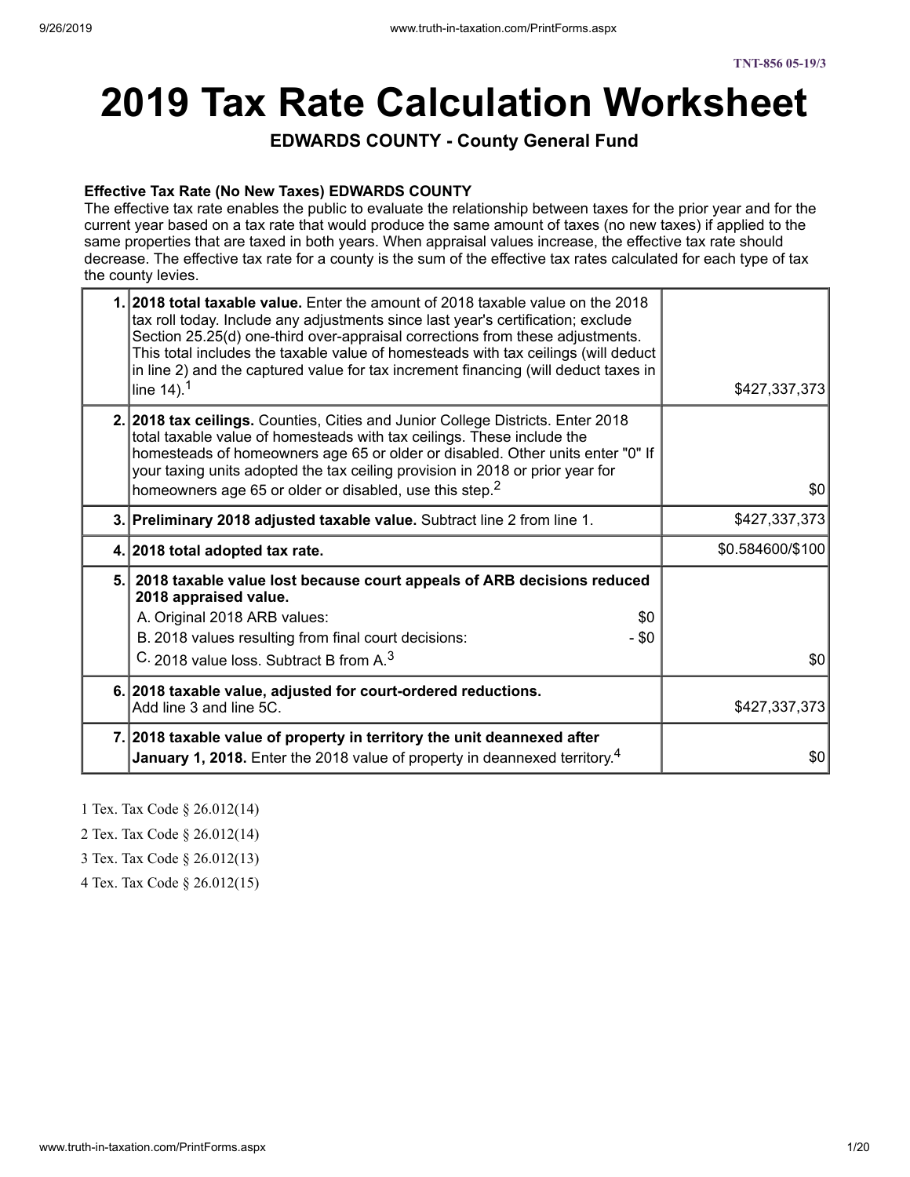TNT-856 05-19/3

# 2019 Tax Rate Calculation Worksheet

## EDWARDS COUNTY - County General Fund

**Effective Tax Rate (No New Taxes) EDWARDS COUNTY**

The effective tax rate enables the public to evaluate the relationship between taxes for the prior year and for the current year based on a tax rate that would produce the same amount of taxes (no new taxes) if applied to the same properties that are taxed in both years. When appraisal values increase, the effective tax rate should decrease. The effective tax rate for a county is the sum of the effective tax rates calculated for each type of tax the county levies.

| | | |
|---|---|---|
| 1. | **2018 total taxable value.** Enter the amount of 2018 taxable value on the 2018 tax roll today. Include any adjustments since last year's certification; exclude Section 25.25(d) one-third over-appraisal corrections from these adjustments. This total includes the taxable value of homesteads with tax ceilings (will deduct in line 2) and the captured value for tax increment financing (will deduct taxes in line 14).[1] | $427,337,373 |
| 2. | **2018 tax ceilings.** Counties, Cities and Junior College Districts. Enter 2018 total taxable value of homesteads with tax ceilings. These include the homesteads of homeowners age 65 or older or disabled. Other units enter "0" If your taxing units adopted the tax ceiling provision in 2018 or prior year for homeowners age 65 or older or disabled, use this step.[2] | $0 |
| 3. | **Preliminary 2018 adjusted taxable value.** Subtract line 2 from line 1. | $427,337,373 |
| 4. | **2018 total adopted tax rate.** | $0.584600/$100 |
| 5. | **2018 taxable value lost because court appeals of ARB decisions reduced 2018 appraised value.**<br>A. Original 2018 ARB values: $0<br>B. 2018 values resulting from final court decisions: - $0<br>C. 2018 value loss. Subtract B from A.[3] | $0 |
| 6. | **2018 taxable value, adjusted for court-ordered reductions.** Add line 3 and line 5C. | $427,337,373 |
| 7. | **2018 taxable value of property in territory the unit deannexed after January 1, 2018.** Enter the 2018 value of property in deannexed territory.[4] | $0 |

1 Tex. Tax Code § 26.012(14)

2 Tex. Tax Code § 26.012(14)

3 Tex. Tax Code § 26.012(13)

4 Tex. Tax Code § 26.012(15)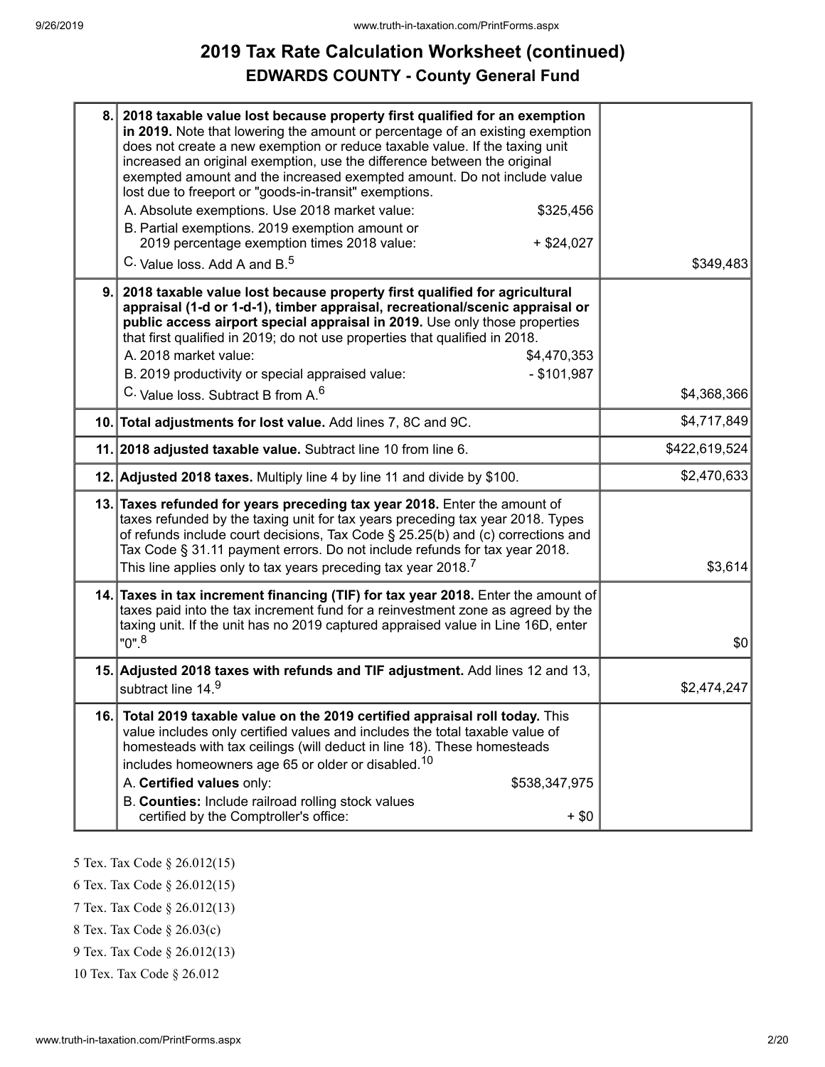# 2019 Tax Rate Calculation Worksheet (continued)

## EDWARDS COUNTY - County General Fund

| Line | Description | Amount |
|---|---|---|
| 8. | **2018 taxable value lost because property first qualified for an exemption in 2019.** Note that lowering the amount or percentage of an existing exemption does not create a new exemption or reduce taxable value. If the taxing unit increased an original exemption, use the difference between the original exempted amount and the increased exempted amount. Do not include value lost due to freeport or "goods-in-transit" exemptions.<br>A. Absolute exemptions. Use 2018 market value: $325,456<br>B. Partial exemptions. 2019 exemption amount or 2019 percentage exemption times 2018 value: + $24,027<br>C. Value loss. Add A and B.[5] | $349,483 |
| 9. | **2018 taxable value lost because property first qualified for agricultural appraisal (1-d or 1-d-1), timber appraisal, recreational/scenic appraisal or public access airport special appraisal in 2019.** Use only those properties that first qualified in 2019; do not use properties that qualified in 2018.<br>A. 2018 market value: $4,470,353<br>B. 2019 productivity or special appraised value: - $101,987<br>C. Value loss. Subtract B from A.[6] | $4,368,366 |
| 10. | **Total adjustments for lost value.** Add lines 7, 8C and 9C. | $4,717,849 |
| 11. | **2018 adjusted taxable value.** Subtract line 10 from line 6. | $422,619,524 |
| 12. | **Adjusted 2018 taxes.** Multiply line 4 by line 11 and divide by $100. | $2,470,633 |
| 13. | **Taxes refunded for years preceding tax year 2018.** Enter the amount of taxes refunded by the taxing unit for tax years preceding tax year 2018. Types of refunds include court decisions, Tax Code § 25.25(b) and (c) corrections and Tax Code § 31.11 payment errors. Do not include refunds for tax year 2018. This line applies only to tax years preceding tax year 2018.[7] | $3,614 |
| 14. | **Taxes in tax increment financing (TIF) for tax year 2018.** Enter the amount of taxes paid into the tax increment fund for a reinvestment zone as agreed by the taxing unit. If the unit has no 2019 captured appraised value in Line 16D, enter "0".[8] | $0 |
| 15. | **Adjusted 2018 taxes with refunds and TIF adjustment.** Add lines 12 and 13, subtract line 14.[9] | $2,474,247 |
| 16. | **Total 2019 taxable value on the 2019 certified appraisal roll today.** This value includes only certified values and includes the total taxable value of homesteads with tax ceilings (will deduct in line 18). These homesteads includes homeowners age 65 or older or disabled.[10]<br>A. **Certified values** only: $538,347,975<br>B. **Counties:** Include railroad rolling stock values certified by the Comptroller's office: + $0 | |

5 Tex. Tax Code § 26.012(15)

6 Tex. Tax Code § 26.012(15)

7 Tex. Tax Code § 26.012(13)

8 Tex. Tax Code § 26.03(c)

9 Tex. Tax Code § 26.012(13)

10 Tex. Tax Code § 26.012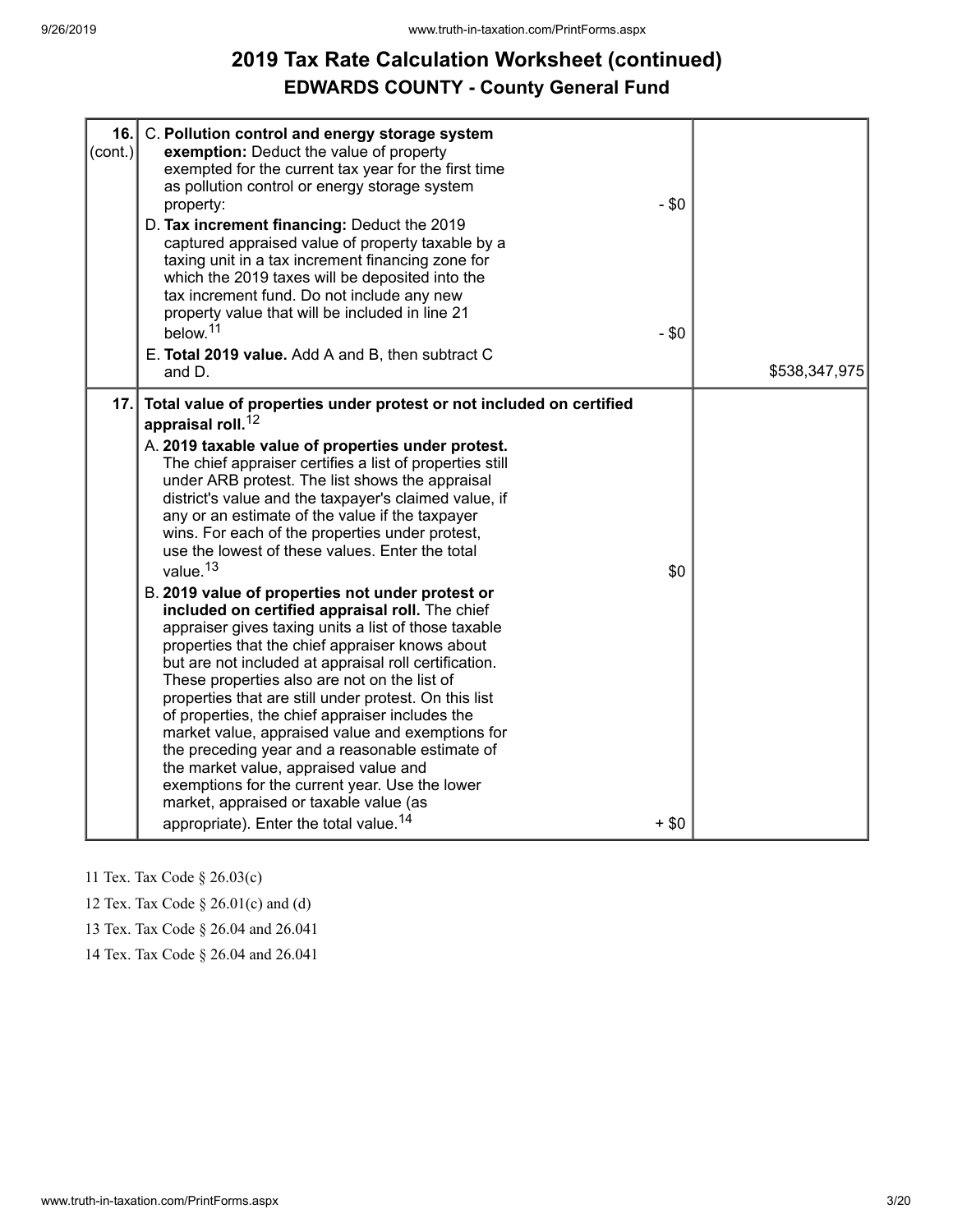# 2019 Tax Rate Calculation Worksheet (continued)

## EDWARDS COUNTY - County General Fund

| Line | Description | Amount |
|---|---|---|
| 16. (cont.) | C. **Pollution control and energy storage system exemption:** Deduct the value of property exempted for the current tax year for the first time as pollution control or energy storage system property: - $0<br>D. **Tax increment financing:** Deduct the 2019 captured appraised value of property taxable by a taxing unit in a tax increment financing zone for which the 2019 taxes will be deposited into the tax increment fund. Do not include any new property value that will be included in line 21 below.[11] - $0<br>E. **Total 2019 value.** Add A and B, then subtract C and D. | $538,347,975 |
| 17. | **Total value of properties under protest or not included on certified appraisal roll.**[12]<br>A. **2019 taxable value of properties under protest.** The chief appraiser certifies a list of properties still under ARB protest. The list shows the appraisal district's value and the taxpayer's claimed value, if any or an estimate of the value if the taxpayer wins. For each of the properties under protest, use the lowest of these values. Enter the total value.[13] $0<br>B. **2019 value of properties not under protest or included on certified appraisal roll.** The chief appraiser gives taxing units a list of those taxable properties that the chief appraiser knows about but are not included at appraisal roll certification. These properties also are not on the list of properties that are still under protest. On this list of properties, the chief appraiser includes the market value, appraised value and exemptions for the preceding year and a reasonable estimate of the market value, appraised value and exemptions for the current year. Use the lower market, appraised or taxable value (as appropriate). Enter the total value.[14] + $0 | |

11 Tex. Tax Code § 26.03(c)

12 Tex. Tax Code § 26.01(c) and (d)

13 Tex. Tax Code § 26.04 and 26.041

14 Tex. Tax Code § 26.04 and 26.041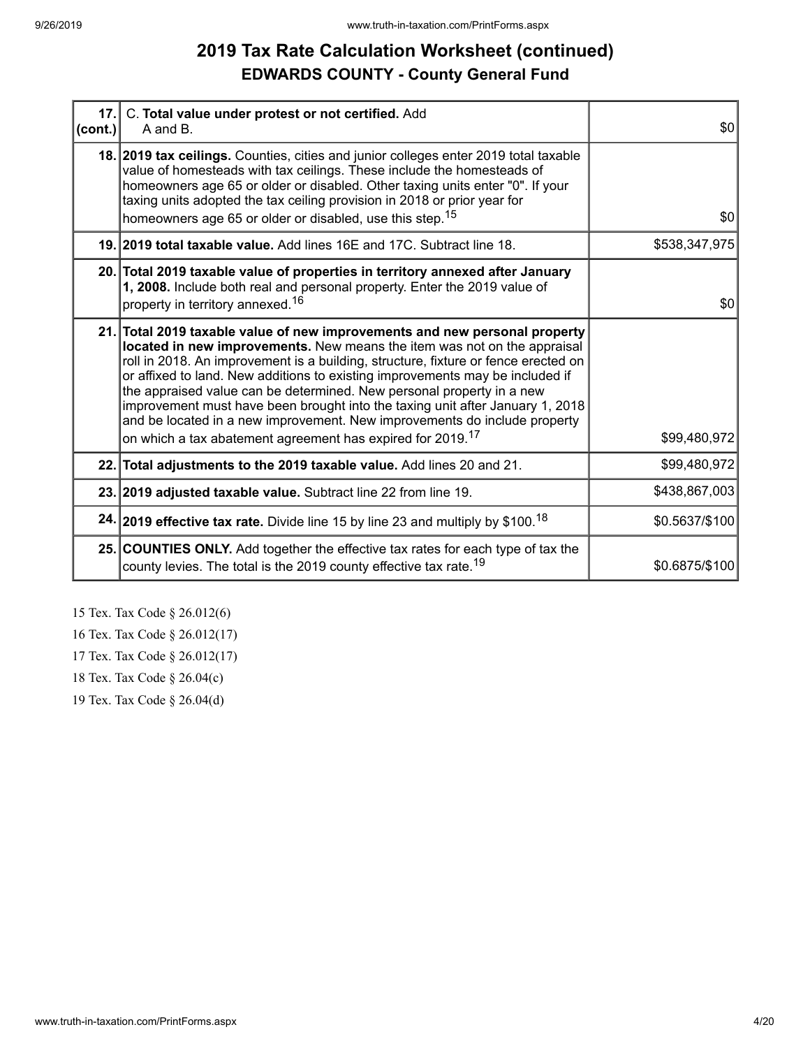# 2019 Tax Rate Calculation Worksheet (continued)

## EDWARDS COUNTY - County General Fund

| | | |
|---|---|---|
| **17. (cont.)** | C. **Total value under protest or not certified.** Add A and B. | $0 |
| **18.** | **2019 tax ceilings.** Counties, cities and junior colleges enter 2019 total taxable value of homesteads with tax ceilings. These include the homesteads of homeowners age 65 or older or disabled. Other taxing units enter "0". If your taxing units adopted the tax ceiling provision in 2018 or prior year for homeowners age 65 or older or disabled, use this step.[15] | $0 |
| **19.** | **2019 total taxable value.** Add lines 16E and 17C. Subtract line 18. | $538,347,975 |
| **20.** | **Total 2019 taxable value of properties in territory annexed after January 1, 2008.** Include both real and personal property. Enter the 2019 value of property in territory annexed.[16] | $0 |
| **21.** | **Total 2019 taxable value of new improvements and new personal property located in new improvements.** New means the item was not on the appraisal roll in 2018. An improvement is a building, structure, fixture or fence erected on or affixed to land. New additions to existing improvements may be included if the appraised value can be determined. New personal property in a new improvement must have been brought into the taxing unit after January 1, 2018 and be located in a new improvement. New improvements do include property on which a tax abatement agreement has expired for 2019.[17] | $99,480,972 |
| **22.** | **Total adjustments to the 2019 taxable value.** Add lines 20 and 21. | $99,480,972 |
| **23.** | **2019 adjusted taxable value.** Subtract line 22 from line 19. | $438,867,003 |
| **24.** | **2019 effective tax rate.** Divide line 15 by line 23 and multiply by $100.[18] | $0.5637/$100 |
| **25.** | **COUNTIES ONLY.** Add together the effective tax rates for each type of tax the county levies. The total is the 2019 county effective tax rate.[19] | $0.6875/$100 |

15 Tex. Tax Code § 26.012(6)

16 Tex. Tax Code § 26.012(17)

17 Tex. Tax Code § 26.012(17)

18 Tex. Tax Code § 26.04(c)

19 Tex. Tax Code § 26.04(d)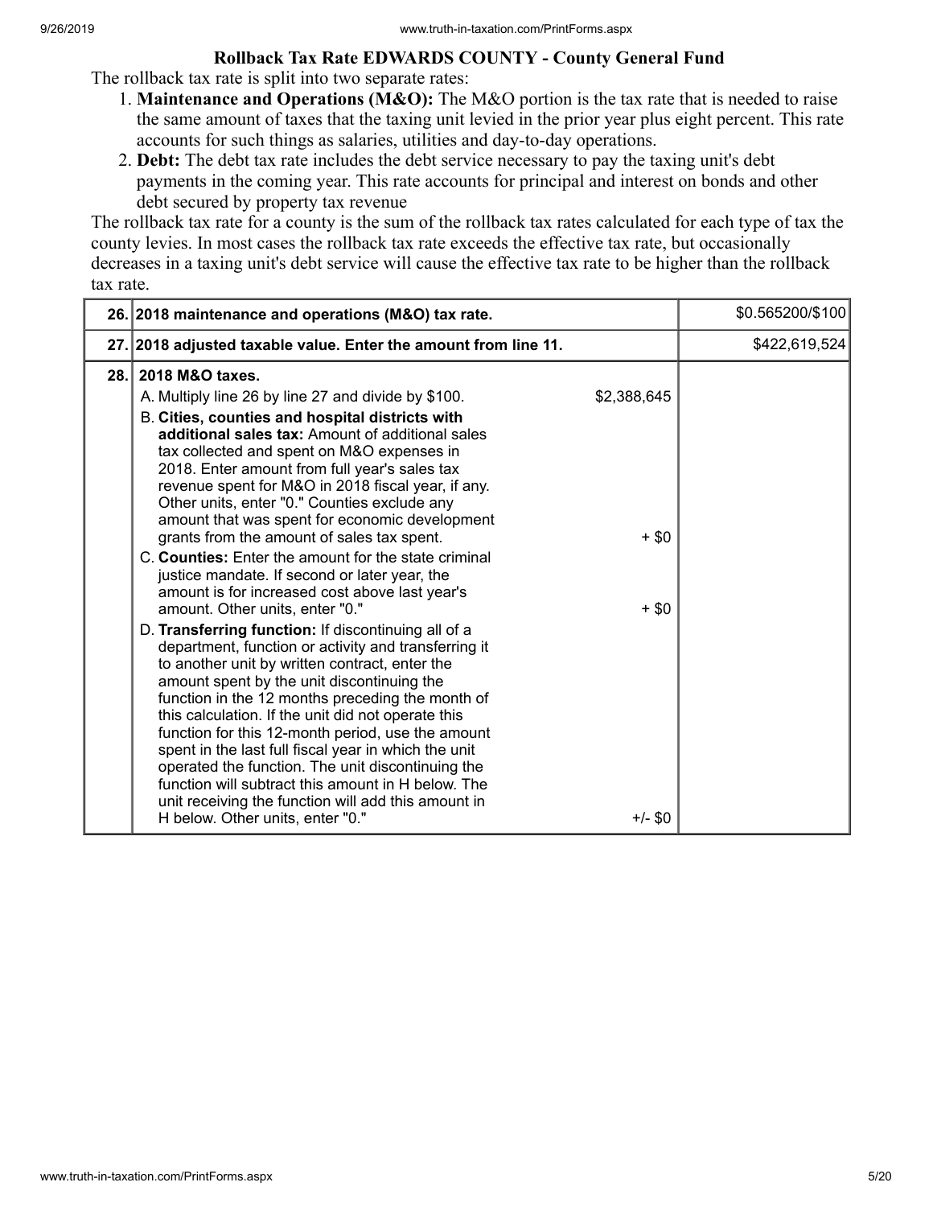### Rollback Tax Rate EDWARDS COUNTY - County General Fund

The rollback tax rate is split into two separate rates:

1. **Maintenance and Operations (M&O):** The M&O portion is the tax rate that is needed to raise the same amount of taxes that the taxing unit levied in the prior year plus eight percent. This rate accounts for such things as salaries, utilities and day-to-day operations.
2. **Debt:** The debt tax rate includes the debt service necessary to pay the taxing unit's debt payments in the coming year. This rate accounts for principal and interest on bonds and other debt secured by property tax revenue

The rollback tax rate for a county is the sum of the rollback tax rates calculated for each type of tax the county levies. In most cases the rollback tax rate exceeds the effective tax rate, but occasionally decreases in a taxing unit's debt service will cause the effective tax rate to be higher than the rollback tax rate.

| | | | |
|---|---|---|---|
| 26. | **2018 maintenance and operations (M&O) tax rate.** | | $0.565200/$100 |
| 27. | **2018 adjusted taxable value. Enter the amount from line 11.** | | $422,619,524 |
| 28. | **2018 M&O taxes.** | | |
| | A. Multiply line 26 by line 27 and divide by $100. | $2,388,645 | |
| | B. **Cities, counties and hospital districts with additional sales tax:** Amount of additional sales tax collected and spent on M&O expenses in 2018. Enter amount from full year's sales tax revenue spent for M&O in 2018 fiscal year, if any. Other units, enter "0." Counties exclude any amount that was spent for economic development grants from the amount of sales tax spent. | + $0 | |
| | C. **Counties:** Enter the amount for the state criminal justice mandate. If second or later year, the amount is for increased cost above last year's amount. Other units, enter "0." | + $0 | |
| | D. **Transferring function:** If discontinuing all of a department, function or activity and transferring it to another unit by written contract, enter the amount spent by the unit discontinuing the function in the 12 months preceding the month of this calculation. If the unit did not operate this function for this 12-month period, use the amount spent in the last full fiscal year in which the unit operated the function. The unit discontinuing the function will subtract this amount in H below. The unit receiving the function will add this amount in H below. Other units, enter "0." | +/- $0 | |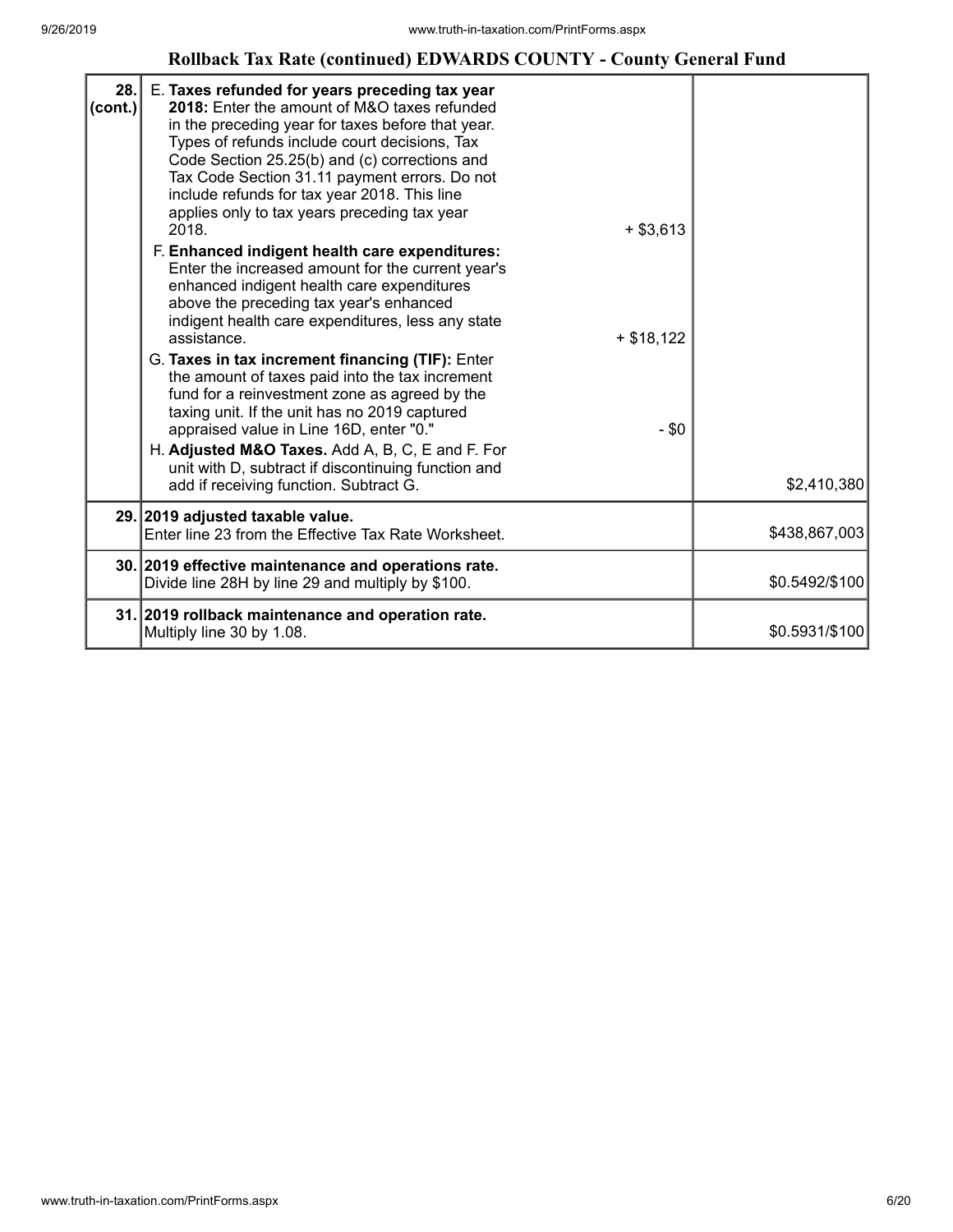## Rollback Tax Rate (continued) EDWARDS COUNTY - County General Fund

| | | | |
|---|---|---|---|
| 28. (cont.) | E. **Taxes refunded for years preceding tax year 2018:** Enter the amount of M&O taxes refunded in the preceding year for taxes before that year. Types of refunds include court decisions, Tax Code Section 25.25(b) and (c) corrections and Tax Code Section 31.11 payment errors. Do not include refunds for tax year 2018. This line applies only to tax years preceding tax year 2018. | + $3,613 | |
| | F. **Enhanced indigent health care expenditures:** Enter the increased amount for the current year's enhanced indigent health care expenditures above the preceding tax year's enhanced indigent health care expenditures, less any state assistance. | + $18,122 | |
| | G. **Taxes in tax increment financing (TIF):** Enter the amount of taxes paid into the tax increment fund for a reinvestment zone as agreed by the taxing unit. If the unit has no 2019 captured appraised value in Line 16D, enter "0." | - $0 | |
| | H. **Adjusted M&O Taxes.** Add A, B, C, E and F. For unit with D, subtract if discontinuing function and add if receiving function. Subtract G. | | $2,410,380 |
| 29. | **2019 adjusted taxable value.** Enter line 23 from the Effective Tax Rate Worksheet. | | $438,867,003 |
| 30. | **2019 effective maintenance and operations rate.** Divide line 28H by line 29 and multiply by $100. | | $0.5492/$100 |
| 31. | **2019 rollback maintenance and operation rate.** Multiply line 30 by 1.08. | | $0.5931/$100 |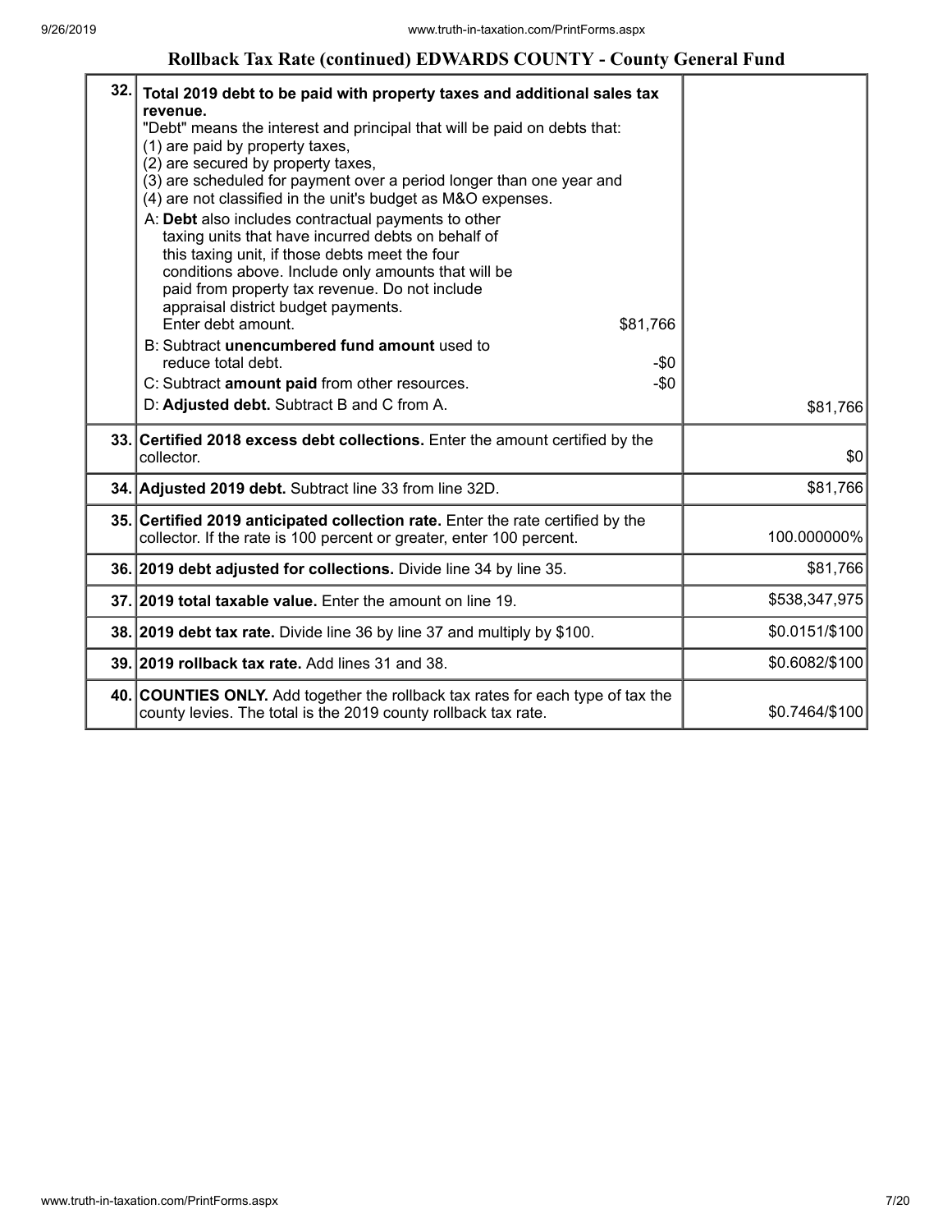## Rollback Tax Rate (continued) EDWARDS COUNTY - County General Fund

| | | |
|---|---|---|
| 32. | **Total 2019 debt to be paid with property taxes and additional sales tax revenue.**<br>"Debt" means the interest and principal that will be paid on debts that:<br>(1) are paid by property taxes,<br>(2) are secured by property taxes,<br>(3) are scheduled for payment over a period longer than one year and<br>(4) are not classified in the unit's budget as M&O expenses.<br>A: **Debt** also includes contractual payments to other taxing units that have incurred debts on behalf of this taxing unit, if those debts meet the four conditions above. Include only amounts that will be paid from property tax revenue. Do not include appraisal district budget payments. Enter debt amount. $81,766<br>B: Subtract **unencumbered fund amount** used to reduce total debt. -$0<br>C: Subtract **amount paid** from other resources. -$0<br>D: **Adjusted debt.** Subtract B and C from A. | $81,766 |
| 33. | **Certified 2018 excess debt collections.** Enter the amount certified by the collector. | $0 |
| 34. | **Adjusted 2019 debt.** Subtract line 33 from line 32D. | $81,766 |
| 35. | **Certified 2019 anticipated collection rate.** Enter the rate certified by the collector. If the rate is 100 percent or greater, enter 100 percent. | 100.000000% |
| 36. | **2019 debt adjusted for collections.** Divide line 34 by line 35. | $81,766 |
| 37. | **2019 total taxable value.** Enter the amount on line 19. | $538,347,975 |
| 38. | **2019 debt tax rate.** Divide line 36 by line 37 and multiply by $100. | $0.0151/$100 |
| 39. | **2019 rollback tax rate.** Add lines 31 and 38. | $0.6082/$100 |
| 40. | **COUNTIES ONLY.** Add together the rollback tax rates for each type of tax the county levies. The total is the 2019 county rollback tax rate. | $0.7464/$100 |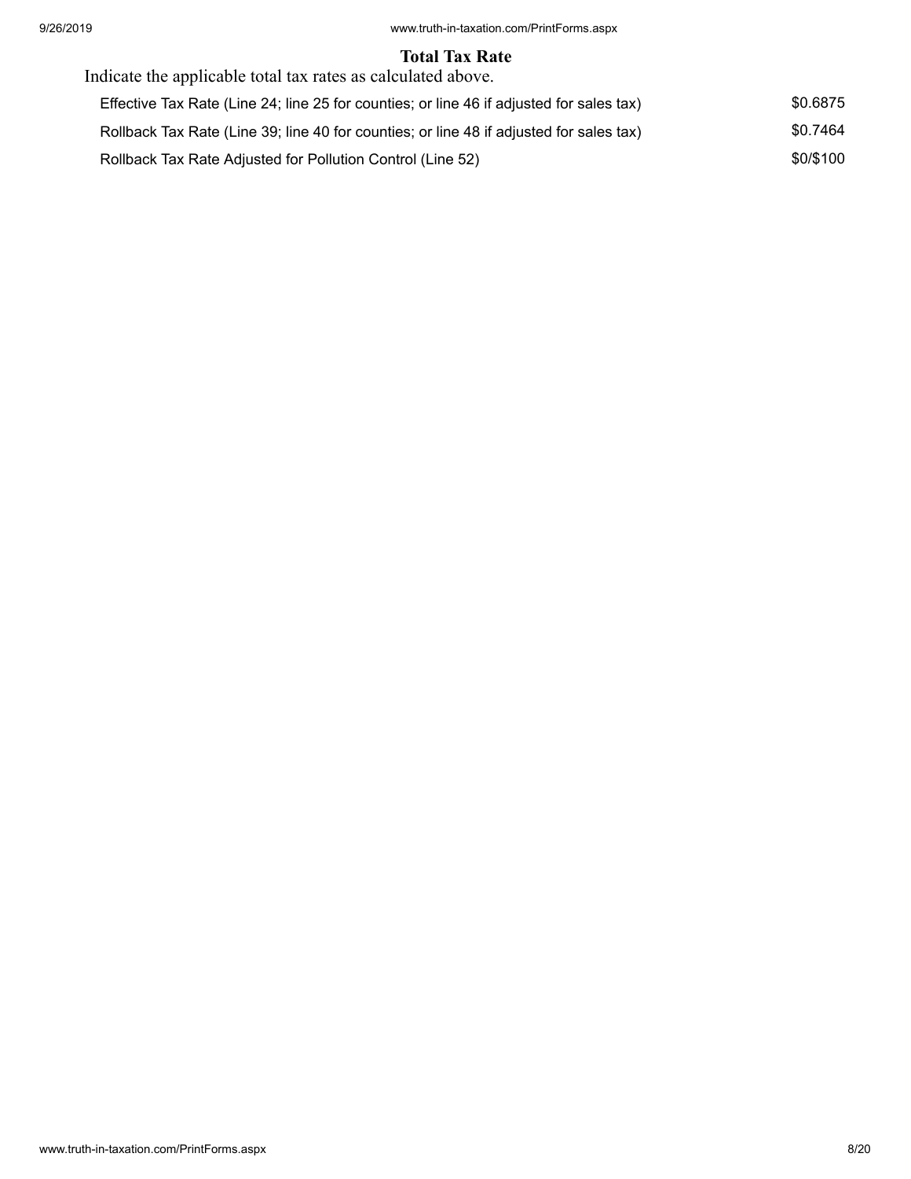## Total Tax Rate

Indicate the applicable total tax rates as calculated above.

| | |
|---|---|
| Effective Tax Rate (Line 24; line 25 for counties; or line 46 if adjusted for sales tax) | $0.6875 |
| Rollback Tax Rate (Line 39; line 40 for counties; or line 48 if adjusted for sales tax) | $0.7464 |
| Rollback Tax Rate Adjusted for Pollution Control (Line 52) | $0/$100 |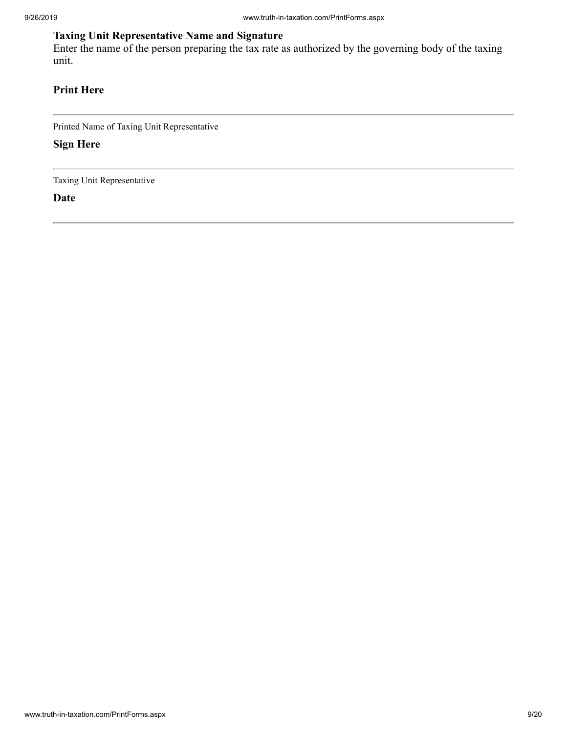**Taxing Unit Representative Name and Signature**

Enter the name of the person preparing the tax rate as authorized by the governing body of the taxing unit.

**Print Here**

---

Printed Name of Taxing Unit Representative

**Sign Here**

---

Taxing Unit Representative

**Date**

---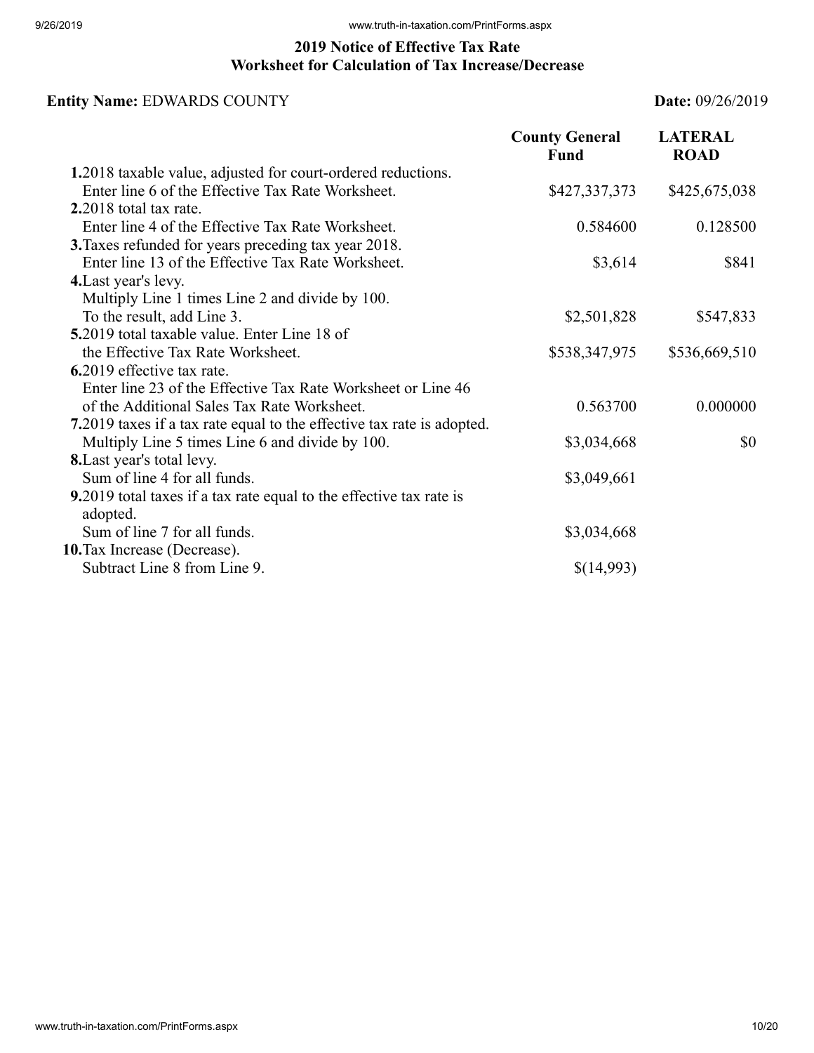## 2019 Notice of Effective Tax Rate
## Worksheet for Calculation of Tax Increase/Decrease

**Entity Name:** EDWARDS COUNTY **Date:** 09/26/2019

| | County General Fund | LATERAL ROAD |
|---|---|---|
| **1.** 2018 taxable value, adjusted for court-ordered reductions. Enter line 6 of the Effective Tax Rate Worksheet. | $427,337,373 | $425,675,038 |
| **2.** 2018 total tax rate. Enter line 4 of the Effective Tax Rate Worksheet. | 0.584600 | 0.128500 |
| **3.** Taxes refunded for years preceding tax year 2018. Enter line 13 of the Effective Tax Rate Worksheet. | $3,614 | $841 |
| **4.** Last year's levy. Multiply Line 1 times Line 2 and divide by 100. To the result, add Line 3. | $2,501,828 | $547,833 |
| **5.** 2019 total taxable value. Enter Line 18 of the Effective Tax Rate Worksheet. | $538,347,975 | $536,669,510 |
| **6.** 2019 effective tax rate. Enter line 23 of the Effective Tax Rate Worksheet or Line 46 of the Additional Sales Tax Rate Worksheet. | 0.563700 | 0.000000 |
| **7.** 2019 taxes if a tax rate equal to the effective tax rate is adopted. Multiply Line 5 times Line 6 and divide by 100. | $3,034,668 | $0 |
| **8.** Last year's total levy. Sum of line 4 for all funds. | $3,049,661 | |
| **9.** 2019 total taxes if a tax rate equal to the effective tax rate is adopted. Sum of line 7 for all funds. | $3,034,668 | |
| **10.** Tax Increase (Decrease). Subtract Line 8 from Line 9. | $(14,993) | |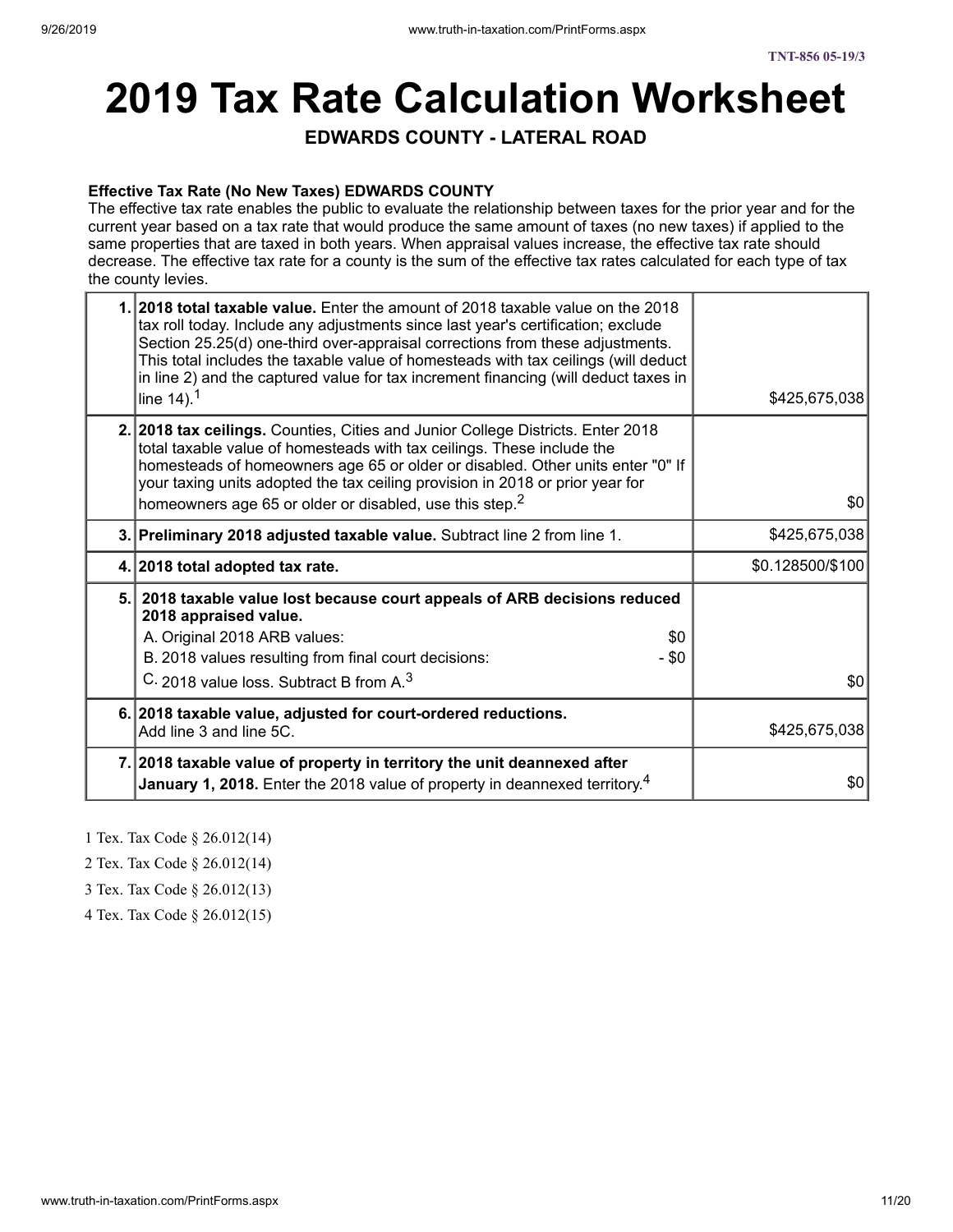TNT-856 05-19/3

# 2019 Tax Rate Calculation Worksheet

## EDWARDS COUNTY - LATERAL ROAD

**Effective Tax Rate (No New Taxes) EDWARDS COUNTY**

The effective tax rate enables the public to evaluate the relationship between taxes for the prior year and for the current year based on a tax rate that would produce the same amount of taxes (no new taxes) if applied to the same properties that are taxed in both years. When appraisal values increase, the effective tax rate should decrease. The effective tax rate for a county is the sum of the effective tax rates calculated for each type of tax the county levies.

| | | |
|---|---|---|
| 1. | **2018 total taxable value.** Enter the amount of 2018 taxable value on the 2018 tax roll today. Include any adjustments since last year's certification; exclude Section 25.25(d) one-third over-appraisal corrections from these adjustments. This total includes the taxable value of homesteads with tax ceilings (will deduct in line 2) and the captured value for tax increment financing (will deduct taxes in line 14).[1] | $425,675,038 |
| 2. | **2018 tax ceilings.** Counties, Cities and Junior College Districts. Enter 2018 total taxable value of homesteads with tax ceilings. These include the homesteads of homeowners age 65 or older or disabled. Other units enter "0" If your taxing units adopted the tax ceiling provision in 2018 or prior year for homeowners age 65 or older or disabled, use this step.[2] | $0 |
| 3. | **Preliminary 2018 adjusted taxable value.** Subtract line 2 from line 1. | $425,675,038 |
| 4. | **2018 total adopted tax rate.** | $0.128500/$100 |
| 5. | **2018 taxable value lost because court appeals of ARB decisions reduced 2018 appraised value.**<br>A. Original 2018 ARB values: $0<br>B. 2018 values resulting from final court decisions: - $0<br>C. 2018 value loss. Subtract B from A.[3] | $0 |
| 6. | **2018 taxable value, adjusted for court-ordered reductions.** Add line 3 and line 5C. | $425,675,038 |
| 7. | **2018 taxable value of property in territory the unit deannexed after January 1, 2018.** Enter the 2018 value of property in deannexed territory.[4] | $0 |

1 Tex. Tax Code § 26.012(14)

2 Tex. Tax Code § 26.012(14)

3 Tex. Tax Code § 26.012(13)

4 Tex. Tax Code § 26.012(15)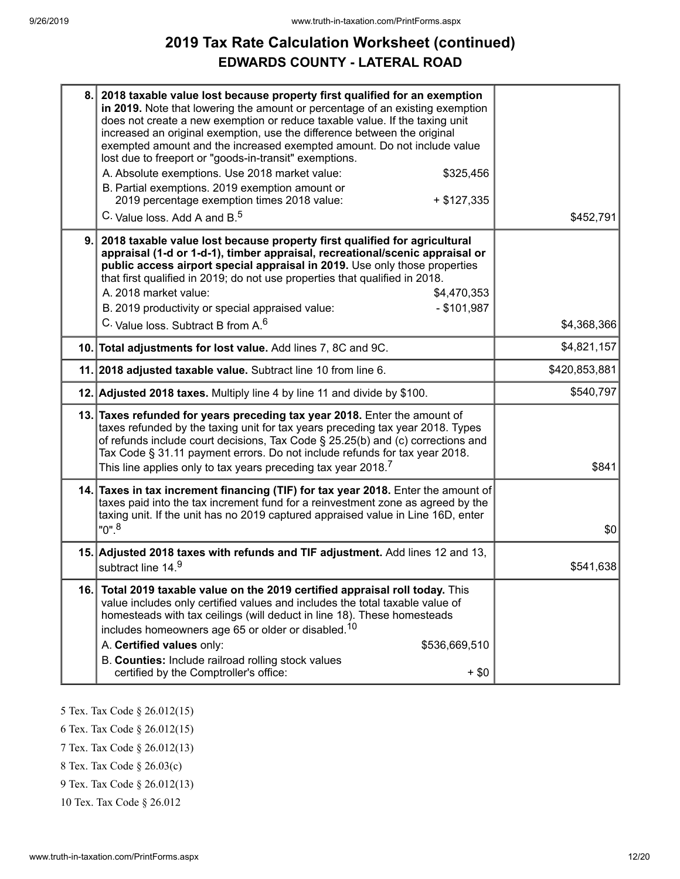# 2019 Tax Rate Calculation Worksheet (continued)

## EDWARDS COUNTY - LATERAL ROAD

| Line | Description | Amount |
|---|---|---|
| 8. | **2018 taxable value lost because property first qualified for an exemption in 2019.** Note that lowering the amount or percentage of an existing exemption does not create a new exemption or reduce taxable value. If the taxing unit increased an original exemption, use the difference between the original exempted amount and the increased exempted amount. Do not include value lost due to freeport or "goods-in-transit" exemptions.<br>A. Absolute exemptions. Use 2018 market value: $325,456<br>B. Partial exemptions. 2019 exemption amount or 2019 percentage exemption times 2018 value: + $127,335<br>C. Value loss. Add A and B.[5] | $452,791 |
| 9. | **2018 taxable value lost because property first qualified for agricultural appraisal (1-d or 1-d-1), timber appraisal, recreational/scenic appraisal or public access airport special appraisal in 2019.** Use only those properties that first qualified in 2019; do not use properties that qualified in 2018.<br>A. 2018 market value: $4,470,353<br>B. 2019 productivity or special appraised value: - $101,987<br>C. Value loss. Subtract B from A.[6] | $4,368,366 |
| 10. | **Total adjustments for lost value.** Add lines 7, 8C and 9C. | $4,821,157 |
| 11. | **2018 adjusted taxable value.** Subtract line 10 from line 6. | $420,853,881 |
| 12. | **Adjusted 2018 taxes.** Multiply line 4 by line 11 and divide by $100. | $540,797 |
| 13. | **Taxes refunded for years preceding tax year 2018.** Enter the amount of taxes refunded by the taxing unit for tax years preceding tax year 2018. Types of refunds include court decisions, Tax Code § 25.25(b) and (c) corrections and Tax Code § 31.11 payment errors. Do not include refunds for tax year 2018. This line applies only to tax years preceding tax year 2018.[7] | $841 |
| 14. | **Taxes in tax increment financing (TIF) for tax year 2018.** Enter the amount of taxes paid into the tax increment fund for a reinvestment zone as agreed by the taxing unit. If the unit has no 2019 captured appraised value in Line 16D, enter "0".[8] | $0 |
| 15. | **Adjusted 2018 taxes with refunds and TIF adjustment.** Add lines 12 and 13, subtract line 14.[9] | $541,638 |
| 16. | **Total 2019 taxable value on the 2019 certified appraisal roll today.** This value includes only certified values and includes the total taxable value of homesteads with tax ceilings (will deduct in line 18). These homesteads includes homeowners age 65 or older or disabled.[10]<br>A. **Certified values** only: $536,669,510<br>B. **Counties:** Include railroad rolling stock values certified by the Comptroller's office: + $0 | |

5 Tex. Tax Code § 26.012(15)

6 Tex. Tax Code § 26.012(15)

7 Tex. Tax Code § 26.012(13)

8 Tex. Tax Code § 26.03(c)

9 Tex. Tax Code § 26.012(13)

10 Tex. Tax Code § 26.012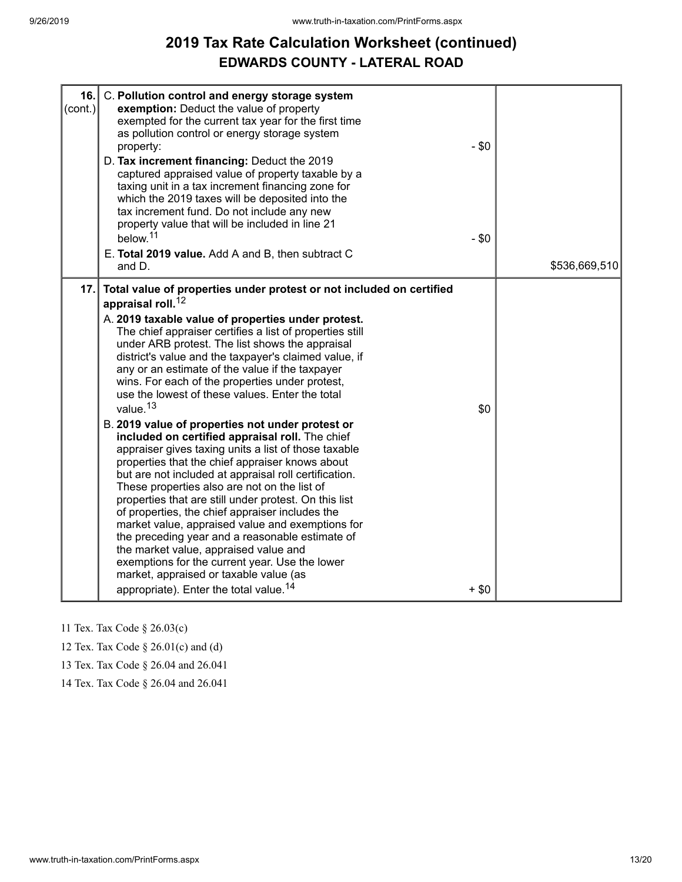# 2019 Tax Rate Calculation Worksheet (continued)

## EDWARDS COUNTY - LATERAL ROAD

| | | |
|---|---|---|
| 16. (cont.) | C. **Pollution control and energy storage system exemption:** Deduct the value of property exempted for the current tax year for the first time as pollution control or energy storage system property: - $0<br>D. **Tax increment financing:** Deduct the 2019 captured appraised value of property taxable by a taxing unit in a tax increment financing zone for which the 2019 taxes will be deposited into the tax increment fund. Do not include any new property value that will be included in line 21 below.[11] - $0<br>E. **Total 2019 value.** Add A and B, then subtract C and D. | $536,669,510 |
| 17. | **Total value of properties under protest or not included on certified appraisal roll.**[12]<br>A. **2019 taxable value of properties under protest.** The chief appraiser certifies a list of properties still under ARB protest. The list shows the appraisal district's value and the taxpayer's claimed value, if any or an estimate of the value if the taxpayer wins. For each of the properties under protest, use the lowest of these values. Enter the total value.[13] $0<br>B. **2019 value of properties not under protest or included on certified appraisal roll.** The chief appraiser gives taxing units a list of those taxable properties that the chief appraiser knows about but are not included at appraisal roll certification. These properties also are not on the list of properties that are still under protest. On this list of properties, the chief appraiser includes the market value, appraised value and exemptions for the preceding year and a reasonable estimate of the market value, appraised value and exemptions for the current year. Use the lower market, appraised or taxable value (as appropriate). Enter the total value.[14] + $0 | |

11 Tex. Tax Code § 26.03(c)

12 Tex. Tax Code § 26.01(c) and (d)

13 Tex. Tax Code § 26.04 and 26.041

14 Tex. Tax Code § 26.04 and 26.041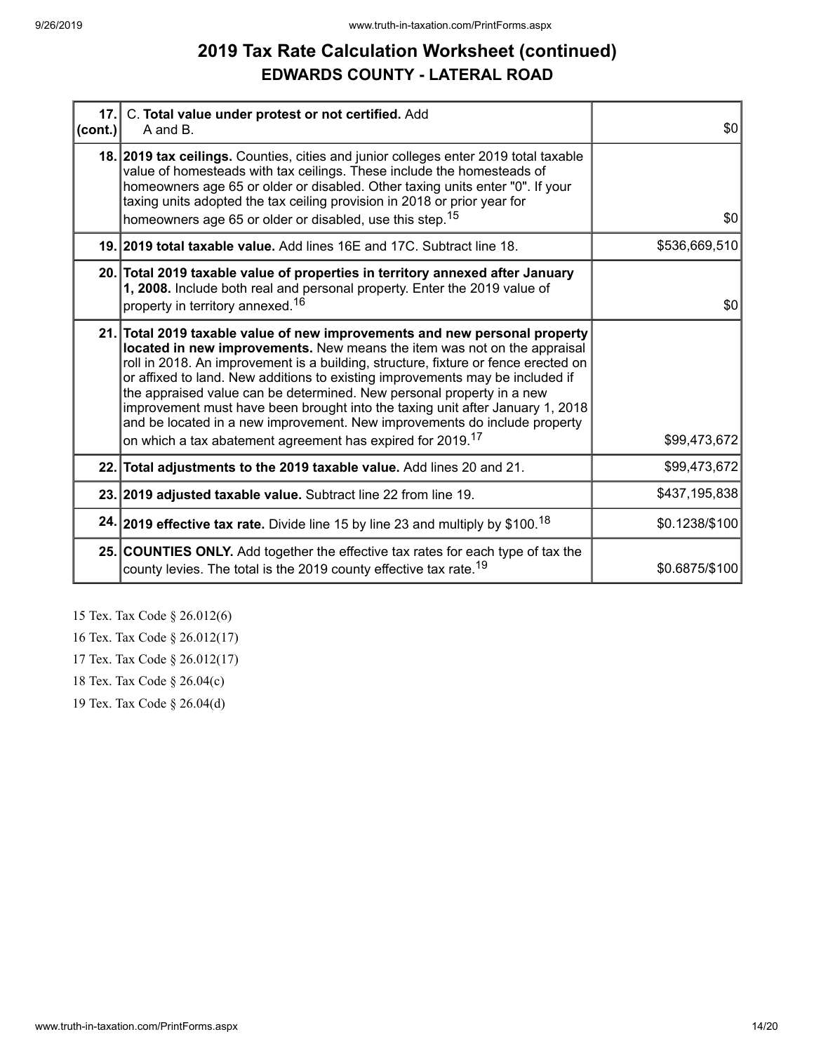# 2019 Tax Rate Calculation Worksheet (continued)

## EDWARDS COUNTY - LATERAL ROAD

| | | |
|---|---|---|
| 17. (cont.) | C. **Total value under protest or not certified.** Add A and B. | $0 |
| 18. | **2019 tax ceilings.** Counties, cities and junior colleges enter 2019 total taxable value of homesteads with tax ceilings. These include the homesteads of homeowners age 65 or older or disabled. Other taxing units enter "0". If your taxing units adopted the tax ceiling provision in 2018 or prior year for homeowners age 65 or older or disabled, use this step.[15] | $0 |
| 19. | **2019 total taxable value.** Add lines 16E and 17C. Subtract line 18. | $536,669,510 |
| 20. | **Total 2019 taxable value of properties in territory annexed after January 1, 2008.** Include both real and personal property. Enter the 2019 value of property in territory annexed.[16] | $0 |
| 21. | **Total 2019 taxable value of new improvements and new personal property located in new improvements.** New means the item was not on the appraisal roll in 2018. An improvement is a building, structure, fixture or fence erected on or affixed to land. New additions to existing improvements may be included if the appraised value can be determined. New personal property in a new improvement must have been brought into the taxing unit after January 1, 2018 and be located in a new improvement. New improvements do include property on which a tax abatement agreement has expired for 2019.[17] | $99,473,672 |
| 22. | **Total adjustments to the 2019 taxable value.** Add lines 20 and 21. | $99,473,672 |
| 23. | **2019 adjusted taxable value.** Subtract line 22 from line 19. | $437,195,838 |
| 24. | **2019 effective tax rate.** Divide line 15 by line 23 and multiply by $100.[18] | $0.1238/$100 |
| 25. | **COUNTIES ONLY.** Add together the effective tax rates for each type of tax the county levies. The total is the 2019 county effective tax rate.[19] | $0.6875/$100 |

15 Tex. Tax Code § 26.012(6)

16 Tex. Tax Code § 26.012(17)

17 Tex. Tax Code § 26.012(17)

18 Tex. Tax Code § 26.04(c)

19 Tex. Tax Code § 26.04(d)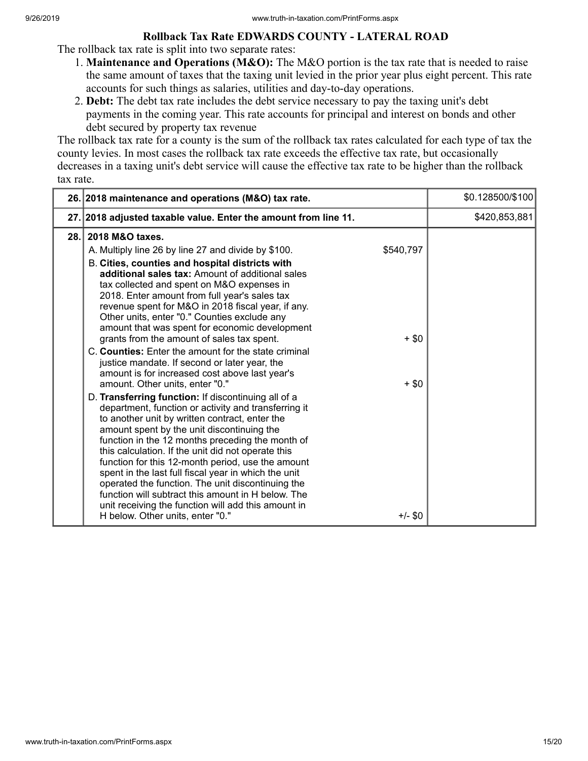### Rollback Tax Rate EDWARDS COUNTY - LATERAL ROAD

The rollback tax rate is split into two separate rates:

1. **Maintenance and Operations (M&O):** The M&O portion is the tax rate that is needed to raise the same amount of taxes that the taxing unit levied in the prior year plus eight percent. This rate accounts for such things as salaries, utilities and day-to-day operations.
2. **Debt:** The debt tax rate includes the debt service necessary to pay the taxing unit's debt payments in the coming year. This rate accounts for principal and interest on bonds and other debt secured by property tax revenue

The rollback tax rate for a county is the sum of the rollback tax rates calculated for each type of tax the county levies. In most cases the rollback tax rate exceeds the effective tax rate, but occasionally decreases in a taxing unit's debt service will cause the effective tax rate to be higher than the rollback tax rate.

| | | | |
|---|---|---|---|
| 26. | **2018 maintenance and operations (M&O) tax rate.** | | $0.128500/$100 |
| 27. | **2018 adjusted taxable value. Enter the amount from line 11.** | | $420,853,881 |
| 28. | **2018 M&O taxes.** | | |
| | A. Multiply line 26 by line 27 and divide by $100. | $540,797 | |
| | B. **Cities, counties and hospital districts with additional sales tax:** Amount of additional sales tax collected and spent on M&O expenses in 2018. Enter amount from full year's sales tax revenue spent for M&O in 2018 fiscal year, if any. Other units, enter "0." Counties exclude any amount that was spent for economic development grants from the amount of sales tax spent. | + $0 | |
| | C. **Counties:** Enter the amount for the state criminal justice mandate. If second or later year, the amount is for increased cost above last year's amount. Other units, enter "0." | + $0 | |
| | D. **Transferring function:** If discontinuing all of a department, function or activity and transferring it to another unit by written contract, enter the amount spent by the unit discontinuing the function in the 12 months preceding the month of this calculation. If the unit did not operate this function for this 12-month period, use the amount spent in the last full fiscal year in which the unit operated the function. The unit discontinuing the function will subtract this amount in H below. The unit receiving the function will add this amount in H below. Other units, enter "0." | +/- $0 | |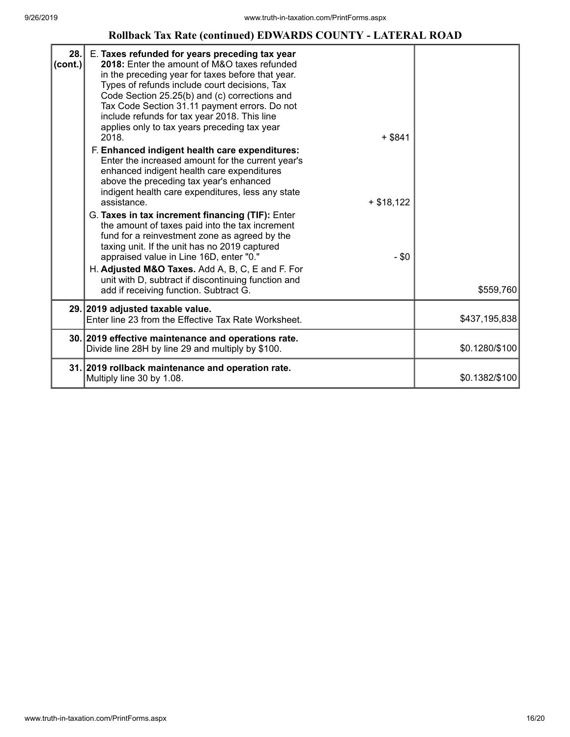## Rollback Tax Rate (continued) EDWARDS COUNTY - LATERAL ROAD

| | | | |
|---|---|---|---|
| 28. (cont.) | E. **Taxes refunded for years preceding tax year 2018:** Enter the amount of M&O taxes refunded in the preceding year for taxes before that year. Types of refunds include court decisions, Tax Code Section 25.25(b) and (c) corrections and Tax Code Section 31.11 payment errors. Do not include refunds for tax year 2018. This line applies only to tax years preceding tax year 2018. | + $841 | |
| | F. **Enhanced indigent health care expenditures:** Enter the increased amount for the current year's enhanced indigent health care expenditures above the preceding tax year's enhanced indigent health care expenditures, less any state assistance. | + $18,122 | |
| | G. **Taxes in tax increment financing (TIF):** Enter the amount of taxes paid into the tax increment fund for a reinvestment zone as agreed by the taxing unit. If the unit has no 2019 captured appraised value in Line 16D, enter "0." | - $0 | |
| | H. **Adjusted M&O Taxes.** Add A, B, C, E and F. For unit with D, subtract if discontinuing function and add if receiving function. Subtract G. | | $559,760 |
| 29. | **2019 adjusted taxable value.** Enter line 23 from the Effective Tax Rate Worksheet. | | $437,195,838 |
| 30. | **2019 effective maintenance and operations rate.** Divide line 28H by line 29 and multiply by $100. | | $0.1280/$100 |
| 31. | **2019 rollback maintenance and operation rate.** Multiply line 30 by 1.08. | | $0.1382/$100 |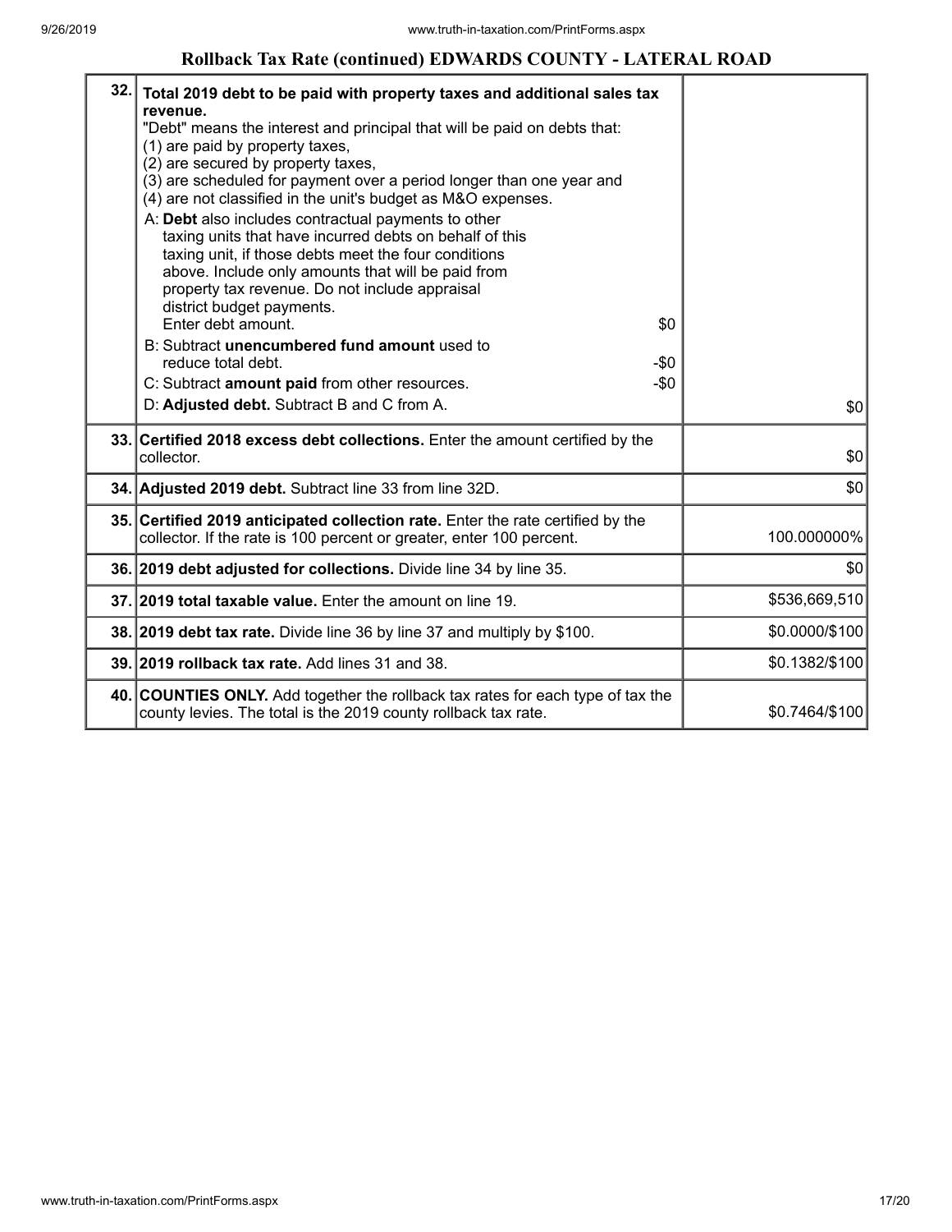## Rollback Tax Rate (continued) EDWARDS COUNTY - LATERAL ROAD

| | | |
|---|---|---|
| 32. | **Total 2019 debt to be paid with property taxes and additional sales tax revenue.**<br>"Debt" means the interest and principal that will be paid on debts that:<br>(1) are paid by property taxes,<br>(2) are secured by property taxes,<br>(3) are scheduled for payment over a period longer than one year and<br>(4) are not classified in the unit's budget as M&O expenses.<br>A: **Debt** also includes contractual payments to other taxing units that have incurred debts on behalf of this taxing unit, if those debts meet the four conditions above. Include only amounts that will be paid from property tax revenue. Do not include appraisal district budget payments.<br>Enter debt amount. $0<br>B: Subtract **unencumbered fund amount** used to reduce total debt. -$0<br>C: Subtract **amount paid** from other resources. -$0<br>D: **Adjusted debt.** Subtract B and C from A. | $0 |
| 33. | **Certified 2018 excess debt collections.** Enter the amount certified by the collector. | $0 |
| 34. | **Adjusted 2019 debt.** Subtract line 33 from line 32D. | $0 |
| 35. | **Certified 2019 anticipated collection rate.** Enter the rate certified by the collector. If the rate is 100 percent or greater, enter 100 percent. | 100.000000% |
| 36. | **2019 debt adjusted for collections.** Divide line 34 by line 35. | $0 |
| 37. | **2019 total taxable value.** Enter the amount on line 19. | $536,669,510 |
| 38. | **2019 debt tax rate.** Divide line 36 by line 37 and multiply by $100. | $0.0000/$100 |
| 39. | **2019 rollback tax rate.** Add lines 31 and 38. | $0.1382/$100 |
| 40. | **COUNTIES ONLY.** Add together the rollback tax rates for each type of tax the county levies. The total is the 2019 county rollback tax rate. | $0.7464/$100 |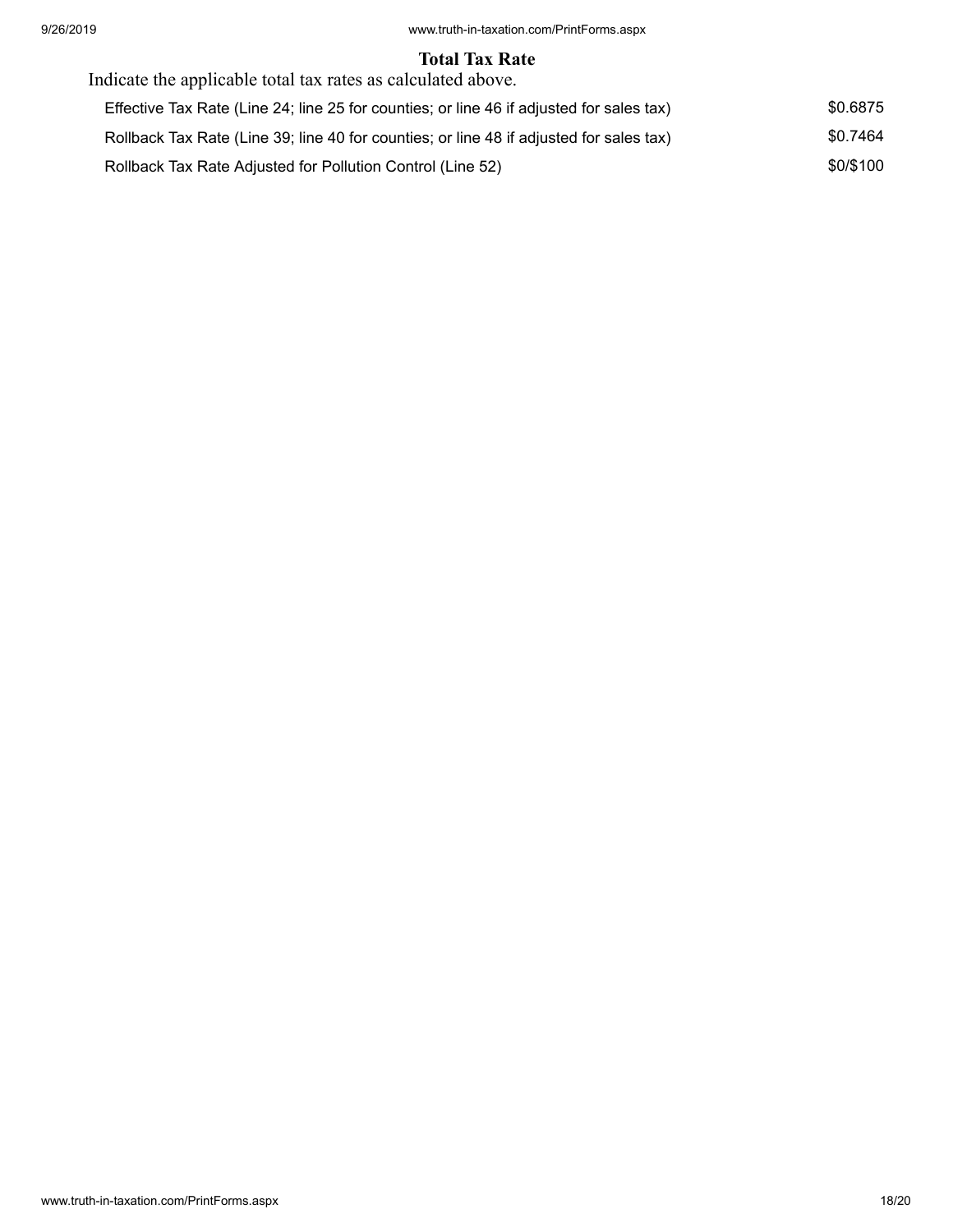## Total Tax Rate

Indicate the applicable total tax rates as calculated above.

| | |
|---|---|
| Effective Tax Rate (Line 24; line 25 for counties; or line 46 if adjusted for sales tax) | $0.6875 |
| Rollback Tax Rate (Line 39; line 40 for counties; or line 48 if adjusted for sales tax) | $0.7464 |
| Rollback Tax Rate Adjusted for Pollution Control (Line 52) | $0/$100 |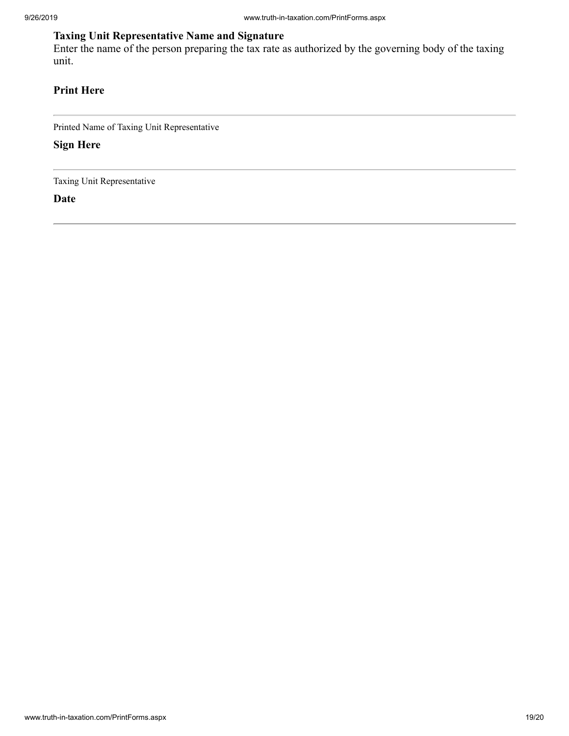### Taxing Unit Representative Name and Signature

Enter the name of the person preparing the tax rate as authorized by the governing body of the taxing unit.

**Print Here**

---

Printed Name of Taxing Unit Representative

**Sign Here**

---

Taxing Unit Representative

**Date**

---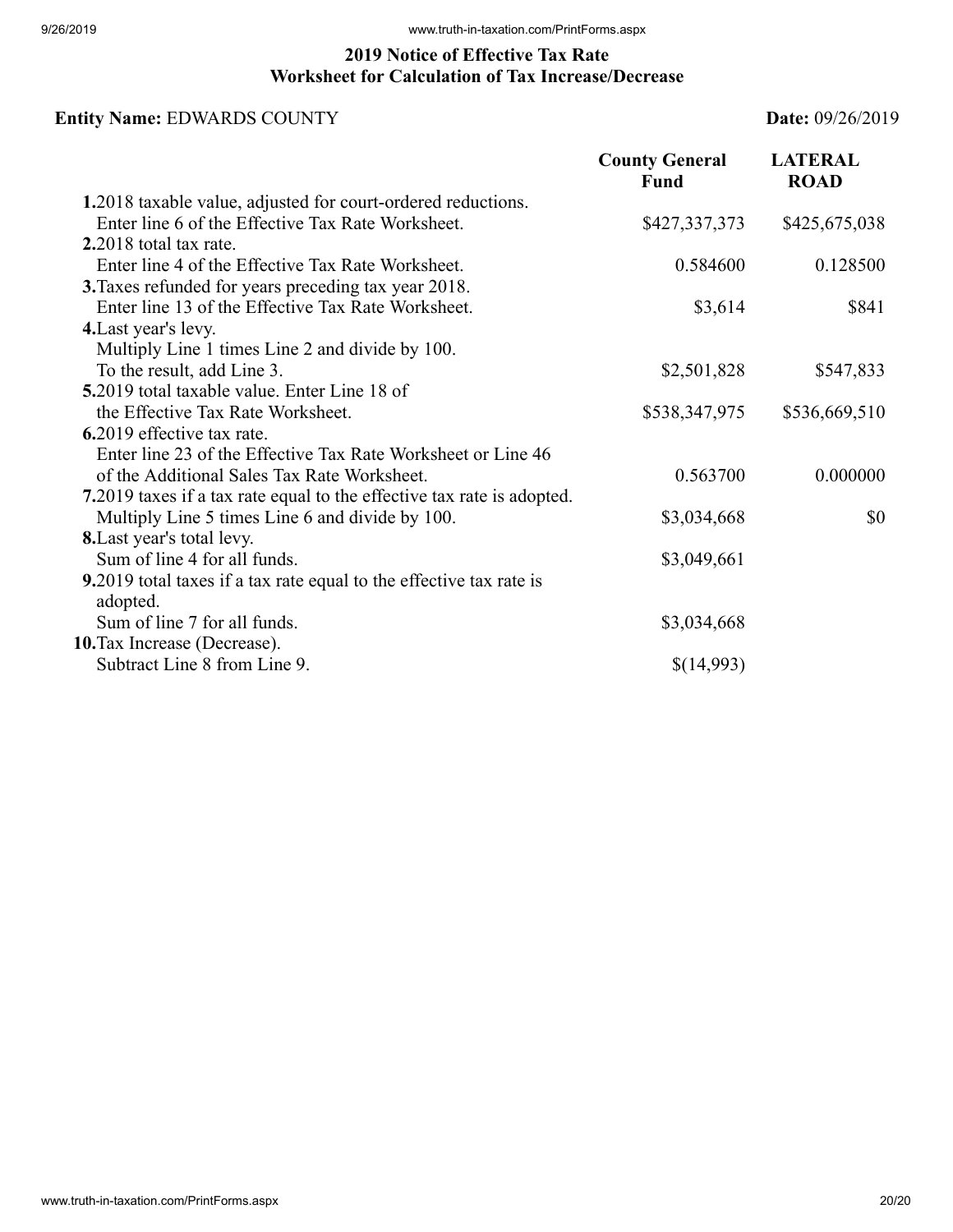## 2019 Notice of Effective Tax Rate
## Worksheet for Calculation of Tax Increase/Decrease

**Entity Name:** EDWARDS COUNTY **Date:** 09/26/2019

| | County General Fund | LATERAL ROAD |
|---|---|---|
| **1.** 2018 taxable value, adjusted for court-ordered reductions. Enter line 6 of the Effective Tax Rate Worksheet. | $427,337,373 | $425,675,038 |
| **2.** 2018 total tax rate. Enter line 4 of the Effective Tax Rate Worksheet. | 0.584600 | 0.128500 |
| **3.** Taxes refunded for years preceding tax year 2018. Enter line 13 of the Effective Tax Rate Worksheet. | $3,614 | $841 |
| **4.** Last year's levy. Multiply Line 1 times Line 2 and divide by 100. To the result, add Line 3. | $2,501,828 | $547,833 |
| **5.** 2019 total taxable value. Enter Line 18 of the Effective Tax Rate Worksheet. | $538,347,975 | $536,669,510 |
| **6.** 2019 effective tax rate. Enter line 23 of the Effective Tax Rate Worksheet or Line 46 of the Additional Sales Tax Rate Worksheet. | 0.563700 | 0.000000 |
| **7.** 2019 taxes if a tax rate equal to the effective tax rate is adopted. Multiply Line 5 times Line 6 and divide by 100. | $3,034,668 | $0 |
| **8.** Last year's total levy. Sum of line 4 for all funds. | $3,049,661 | |
| **9.** 2019 total taxes if a tax rate equal to the effective tax rate is adopted. Sum of line 7 for all funds. | $3,034,668 | |
| **10.** Tax Increase (Decrease). Subtract Line 8 from Line 9. | $(14,993) | |